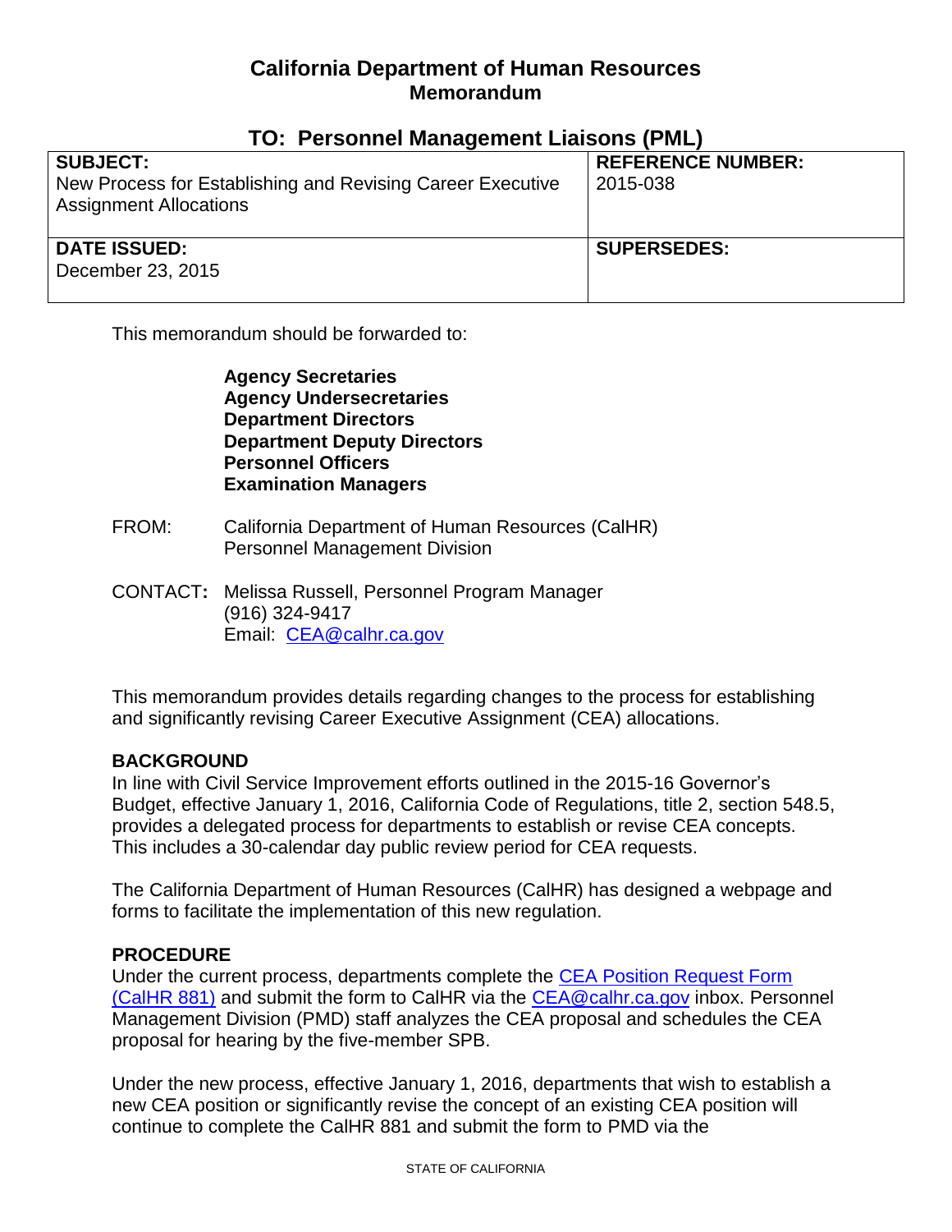# California Department of Human Resources
## Memorandum

### TO: Personnel Management Liaisons (PML)

| **SUBJECT:** New Process for Establishing and Revising Career Executive Assignment Allocations | **REFERENCE NUMBER:** 2015-038 |
|---|---|
| **DATE ISSUED:** December 23, 2015 | **SUPERSEDES:** |

This memorandum should be forwarded to:

**Agency Secretaries**
**Agency Undersecretaries**
**Department Directors**
**Department Deputy Directors**
**Personnel Officers**
**Examination Managers**

FROM: California Department of Human Resources (CalHR)
Personnel Management Division

CONTACT**:** Melissa Russell, Personnel Program Manager
(916) 324-9417
Email: [CEA@calhr.ca.gov](mailto:CEA@calhr.ca.gov)

This memorandum provides details regarding changes to the process for establishing and significantly revising Career Executive Assignment (CEA) allocations.

**BACKGROUND**

In line with Civil Service Improvement efforts outlined in the 2015-16 Governor's Budget, effective January 1, 2016, California Code of Regulations, title 2, section 548.5, provides a delegated process for departments to establish or revise CEA concepts. This includes a 30-calendar day public review period for CEA requests.

The California Department of Human Resources (CalHR) has designed a webpage and forms to facilitate the implementation of this new regulation.

**PROCEDURE**

Under the current process, departments complete the [CEA Position Request Form (CalHR 881)]() and submit the form to CalHR via the [CEA@calhr.ca.gov](mailto:CEA@calhr.ca.gov) inbox. Personnel Management Division (PMD) staff analyzes the CEA proposal and schedules the CEA proposal for hearing by the five-member SPB.

Under the new process, effective January 1, 2016, departments that wish to establish a new CEA position or significantly revise the concept of an existing CEA position will continue to complete the CalHR 881 and submit the form to PMD via the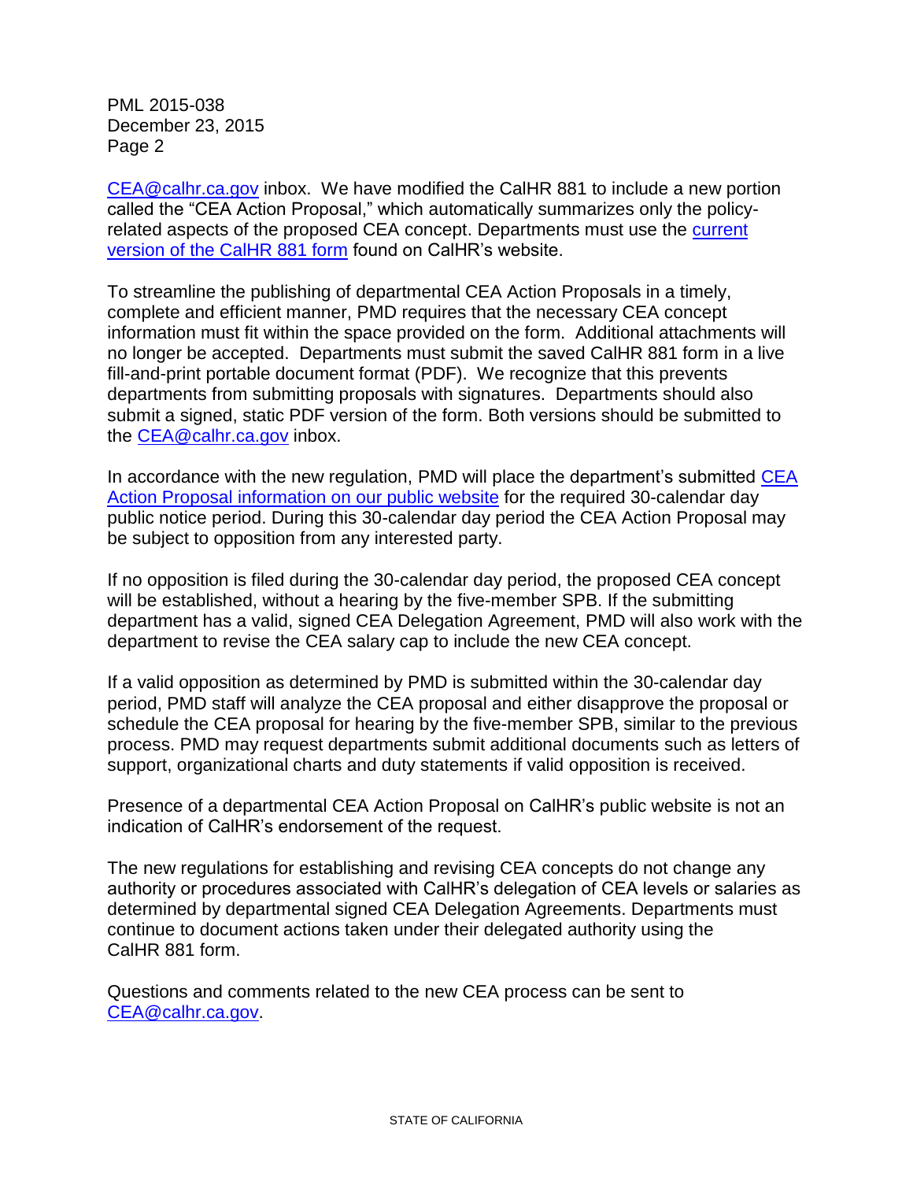CEA@calhr.ca.gov inbox. We have modified the CalHR 881 to include a new portion called the "CEA Action Proposal," which automatically summarizes only the policy-related aspects of the proposed CEA concept. Departments must use the current version of the CalHR 881 form found on CalHR's website.

To streamline the publishing of departmental CEA Action Proposals in a timely, complete and efficient manner, PMD requires that the necessary CEA concept information must fit within the space provided on the form. Additional attachments will no longer be accepted. Departments must submit the saved CalHR 881 form in a live fill-and-print portable document format (PDF). We recognize that this prevents departments from submitting proposals with signatures. Departments should also submit a signed, static PDF version of the form. Both versions should be submitted to the CEA@calhr.ca.gov inbox.

In accordance with the new regulation, PMD will place the department's submitted CEA Action Proposal information on our public website for the required 30-calendar day public notice period. During this 30-calendar day period the CEA Action Proposal may be subject to opposition from any interested party.

If no opposition is filed during the 30-calendar day period, the proposed CEA concept will be established, without a hearing by the five-member SPB. If the submitting department has a valid, signed CEA Delegation Agreement, PMD will also work with the department to revise the CEA salary cap to include the new CEA concept.

If a valid opposition as determined by PMD is submitted within the 30-calendar day period, PMD staff will analyze the CEA proposal and either disapprove the proposal or schedule the CEA proposal for hearing by the five-member SPB, similar to the previous process. PMD may request departments submit additional documents such as letters of support, organizational charts and duty statements if valid opposition is received.

Presence of a departmental CEA Action Proposal on CalHR's public website is not an indication of CalHR's endorsement of the request.

The new regulations for establishing and revising CEA concepts do not change any authority or procedures associated with CalHR's delegation of CEA levels or salaries as determined by departmental signed CEA Delegation Agreements. Departments must continue to document actions taken under their delegated authority using the CalHR 881 form.

Questions and comments related to the new CEA process can be sent to CEA@calhr.ca.gov.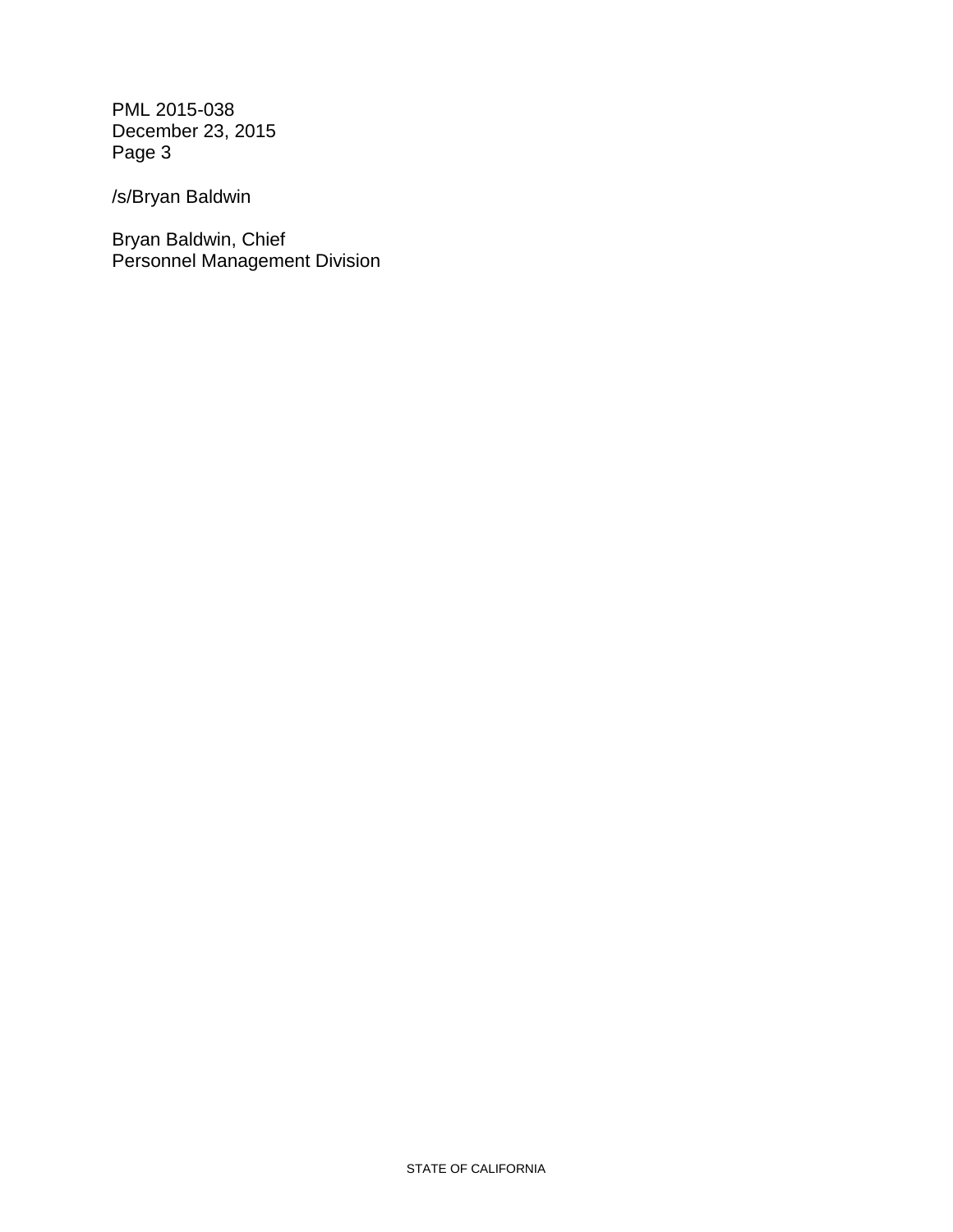/s/Bryan Baldwin

Bryan Baldwin, Chief
Personnel Management Division